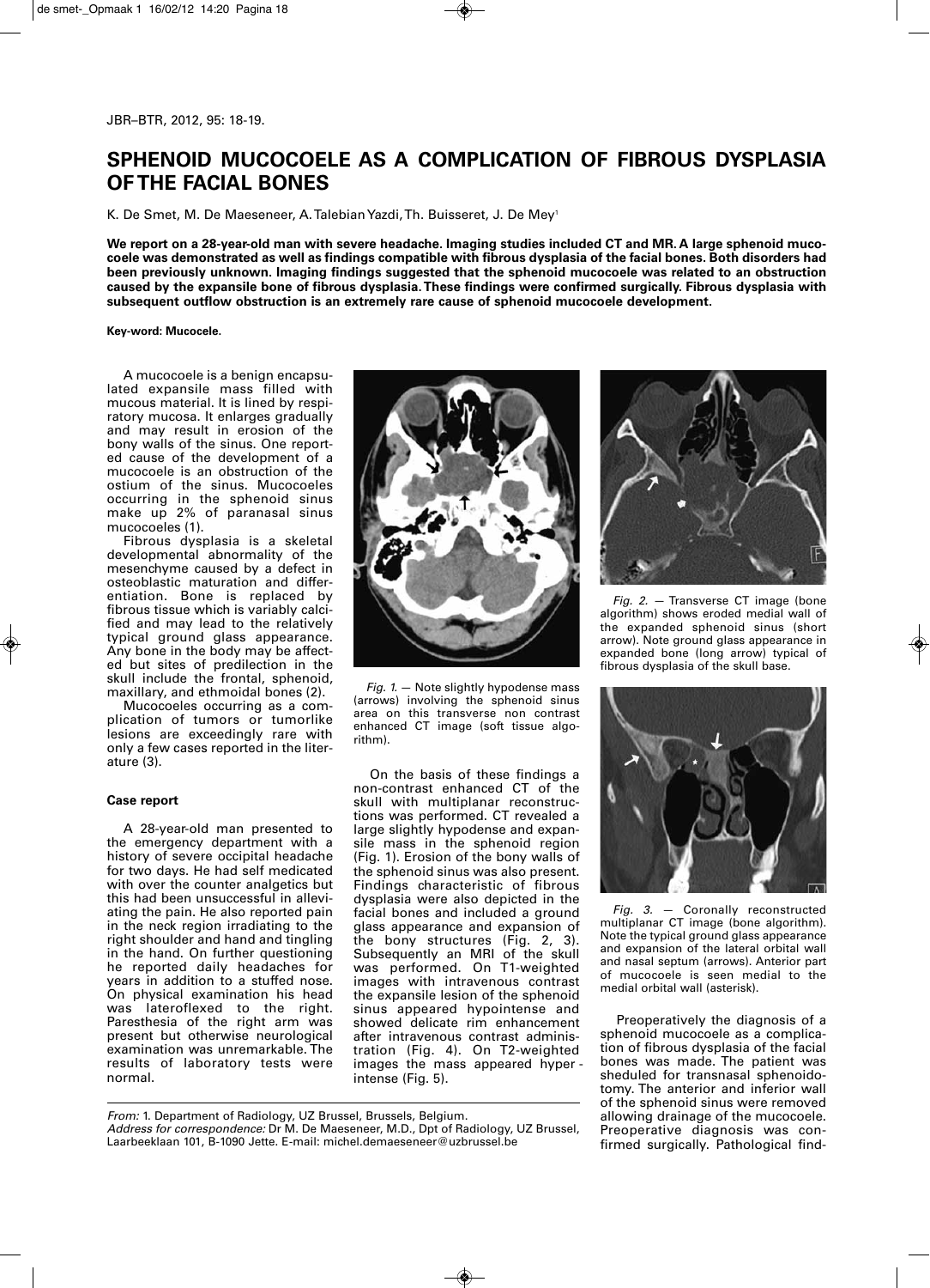# SPHENOID MUCOCOELE AS A COMPLICATION OF FIBROUS DYSPLASIA OF THE FACIAL BONES

K. De Smet, M. De Maeseneer, A. Talebian Yazdi, Th. Buisseret, J. De Mey[1]

**We report on a 28-year-old man with severe headache. Imaging studies included CT and MR. A large sphenoid mucocoele was demonstrated as well as findings compatible with fibrous dysplasia of the facial bones. Both disorders had been previously unknown. Imaging findings suggested that the sphenoid mucocoele was related to an obstruction caused by the expansile bone of fibrous dysplasia. These findings were confirmed surgically. Fibrous dysplasia with subsequent outflow obstruction is an extremely rare cause of sphenoid mucocoele development.**

**Key-word: Mucocele.**

A mucocoele is a benign encapsulated expansile mass filled with mucous material. It is lined by respiratory mucosa. It enlarges gradually and may result in erosion of the bony walls of the sinus. One reported cause of the development of a mucocoele is an obstruction of the ostium of the sinus. Mucocoeles occurring in the sphenoid sinus make up 2% of paranasal sinus mucocoeles (1).

Fibrous dysplasia is a skeletal developmental abnormality of the mesenchyme caused by a defect in osteoblastic maturation and differentiation. Bone is replaced by fibrous tissue which is variably calcified and may lead to the relatively typical ground glass appearance. Any bone in the body may be affected but sites of predilection in the skull include the frontal, sphenoid, maxillary, and ethmoidal bones (2).

Mucocoeles occurring as a complication of tumors or tumorlike lesions are exceedingly rare with only a few cases reported in the literature (3).

## Case report

A 28-year-old man presented to the emergency department with a history of severe occipital headache for two days. He had self medicated with over the counter analgetics but this had been unsuccessful in alleviating the pain. He also reported pain in the neck region irradiating to the right shoulder and hand and tingling in the hand. On further questioning he reported daily headaches for years in addition to a stuffed nose. On physical examination his head was lateroflexed to the right. Paresthesia of the right arm was present but otherwise neurological examination was unremarkable. The results of laboratory tests were normal.

*Fig. 1.* — Note slightly hypodense mass (arrows) involving the sphenoid sinus area on this transverse non contrast enhanced CT image (soft tissue algorithm).

On the basis of these findings a non-contrast enhanced CT of the skull with multiplanar reconstructions was performed. CT revealed a large slightly hypodense and expansile mass in the sphenoid region (Fig. 1). Erosion of the bony walls of the sphenoid sinus was also present. Findings characteristic of fibrous dysplasia were also depicted in the facial bones and included a ground glass appearance and expansion of the bony structures (Fig. 2, 3). Subsequently an MRI of the skull was performed. On T1-weighted images with intravenous contrast the expansile lesion of the sphenoid sinus appeared hypointense and showed delicate rim enhancement after intravenous contrast administration (Fig. 4). On T2-weighted images the mass appeared hyper-intense (Fig. 5).

*Fig. 2.* — Transverse CT image (bone algorithm) shows eroded medial wall of the expanded sphenoid sinus (short arrow). Note ground glass appearance in expanded bone (long arrow) typical of fibrous dysplasia of the skull base.

*Fig. 3.* — Coronally reconstructed multiplanar CT image (bone algorithm). Note the typical ground glass appearance and expansion of the lateral orbital wall and nasal septum (arrows). Anterior part of mucocoele is seen medial to the medial orbital wall (asterisk).

Preoperatively the diagnosis of a sphenoid mucocoele as a complication of fibrous dysplasia of the facial bones was made. The patient was sheduled for transnasal sphenoidotomy. The anterior and inferior wall of the sphenoid sinus were removed allowing drainage of the mucocoele. Preoperative diagnosis was confirmed surgically. Pathological find-

*From:* 1. Department of Radiology, UZ Brussel, Brussels, Belgium.
*Address for correspondence:* Dr M. De Maeseneer, M.D., Dpt of Radiology, UZ Brussel, Laarbeeklaan 101, B-1090 Jette. E-mail: michel.demaeseneer@uzbrussel.be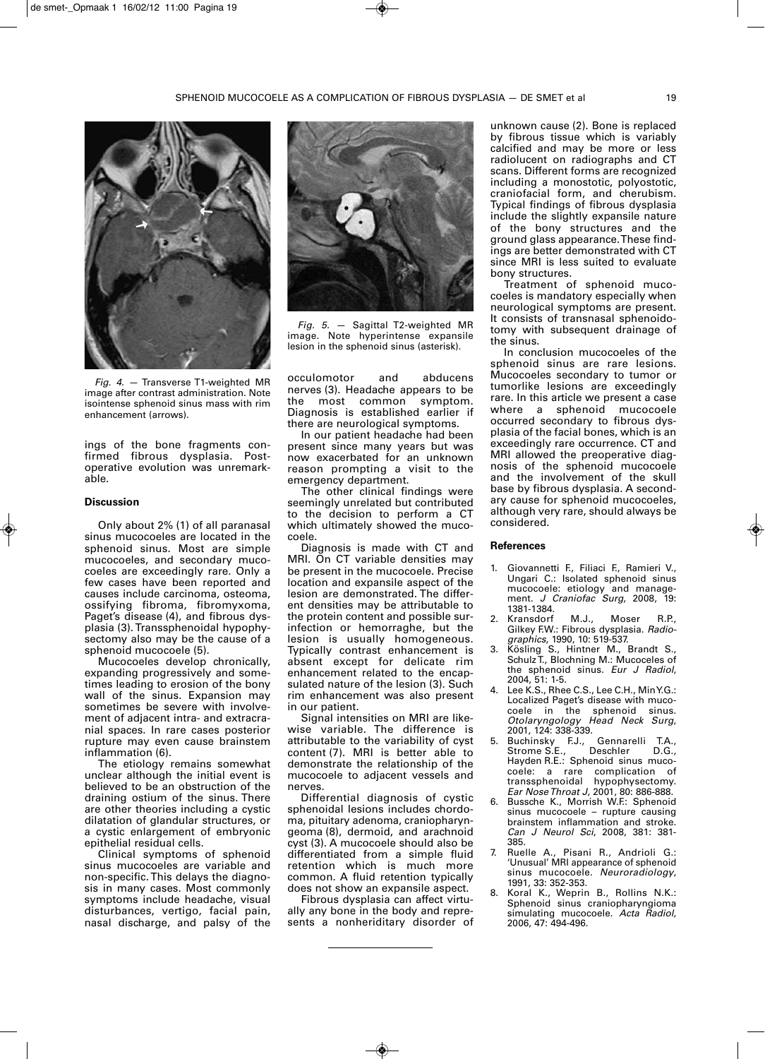*Fig. 4.* — Transverse T1-weighted MR image after contrast administration. Note isointense sphenoid sinus mass with rim enhancement (arrows).

*Fig. 5.* — Sagittal T2-weighted MR image. Note hyperintense expansile lesion in the sphenoid sinus (asterisk).

ings of the bone fragments confirmed fibrous dysplasia. Postoperative evolution was unremarkable.

## Discussion

Only about 2% (1) of all paranasal sinus mucocoeles are located in the sphenoid sinus. Most are simple mucocoeles, and secondary mucocoeles are exceedingly rare. Only a few cases have been reported and causes include carcinoma, osteoma, ossifying fibroma, fibromyxoma, Paget's disease (4), and fibrous dysplasia (3). Transsphenoidal hypophysectomy also may be the cause of a sphenoid mucocoele (5).

Mucocoeles develop chronically, expanding progressively and sometimes leading to erosion of the bony wall of the sinus. Expansion may sometimes be severe with involvement of adjacent intra- and extracranial spaces. In rare cases posterior rupture may even cause brainstem inflammation (6).

The etiology remains somewhat unclear although the initial event is believed to be an obstruction of the draining ostium of the sinus. There are other theories including a cystic dilatation of glandular structures, or a cystic enlargement of embryonic epithelial residual cells.

Clinical symptoms of sphenoid sinus mucocoeles are variable and non-specific. This delays the diagnosis in many cases. Most commonly symptoms include headache, visual disturbances, vertigo, facial pain, nasal discharge, and palsy of the occulomotor and abducens nerves (3). Headache appears to be the most common symptom. Diagnosis is established earlier if there are neurological symptoms.

In our patient headache had been present since many years but was now exacerbated for an unknown reason prompting a visit to the emergency department.

The other clinical findings were seemingly unrelated but contributed to the decision to perform a CT which ultimately showed the mucocoele.

Diagnosis is made with CT and MRI. On CT variable densities may be present in the mucocoele. Precise location and expansile aspect of the lesion are demonstrated. The different densities may be attributable to the protein content and possible surinfection or hemorraghe, but the lesion is usually homogeneous. Typically contrast enhancement is absent except for delicate rim enhancement related to the encapsulated nature of the lesion (3). Such rim enhancement was also present in our patient.

Signal intensities on MRI are likewise variable. The difference is attributable to the variability of cyst content (7). MRI is better able to demonstrate the relationship of the mucocoele to adjacent vessels and nerves.

Differential diagnosis of cystic sphenoidal lesions includes chordoma, pituitary adenoma, craniopharyngeoma (8), dermoid, and arachnoid cyst (3). A mucocoele should also be differentiated from a simple fluid retention which is much more common. A fluid retention typically does not show an expansile aspect.

Fibrous dysplasia can affect virtually any bone in the body and represents a nonheriditary disorder of unknown cause (2). Bone is replaced by fibrous tissue which is variably calcified and may be more or less radiolucent on radiographs and CT scans. Different forms are recognized including a monostotic, polyostotic, craniofacial form, and cherubism. Typical findings of fibrous dysplasia include the slightly expansile nature of the bony structures and the ground glass appearance. These findings are better demonstrated with CT since MRI is less suited to evaluate bony structures.

Treatment of sphenoid mucocoeles is mandatory especially when neurological symptoms are present. It consists of transnasal sphenoidotomy with subsequent drainage of the sinus.

In conclusion mucocoeles of the sphenoid sinus are rare lesions. Mucocoeles secondary to tumor or tumorlike lesions are exceedingly rare. In this article we present a case where a sphenoid mucocoele occurred secondary to fibrous dysplasia of the facial bones, which is an exceedingly rare occurrence. CT and MRI allowed the preoperative diagnosis of the sphenoid mucocoele and the involvement of the skull base by fibrous dysplasia. A secondary cause for sphenoid mucocoeles, although very rare, should always be considered.

## References

1. Giovannetti F., Filiaci F., Ramieri V., Ungari C.: Isolated sphenoid sinus mucocoele: etiology and management. *J Craniofac Surg*, 2008, 19: 1381-1384.
2. Kransdorf M.J., Moser R.P., Gilkey F.W.: Fibrous dysplasia. *Radiographics*, 1990, 10: 519-537.
3. Kösling S., Hintner M., Brandt S., Schulz T., Blochning M.: Mucoceles of the sphenoid sinus. *Eur J Radiol*, 2004, 51: 1-5.
4. Lee K.S., Rhee C.S., Lee C.H., Min Y.G.: Localized Paget's disease with mucocoele in the sphenoid sinus. *Otolaryngology Head Neck Surg*, 2001, 124: 338-339.
5. Buchinsky F.J., Gennarelli T.A., Strome S.E., Deschler D.G., Hayden R.E.: Sphenoid sinus mucocoele: a rare complication of transsphenoidal hypophysectomy. *Ear Nose Throat J*, 2001, 80: 886-888.
6. Bussche K., Morrish W.F.: Sphenoid sinus mucocoele – rupture causing brainstem inflammation and stroke. *Can J Neurol Sci*, 2008, 381: 381-385.
7. Ruelle A., Pisani R., Andrioli G.: 'Unusual' MRI appearance of sphenoid sinus mucocoele. *Neuroradiology*, 1991, 33: 352-353.
8. Koral K., Weprin B., Rollins N.K.: Sphenoid sinus craniopharyngioma simulating mucocoele. *Acta Radiol*, 2006, 47: 494-496.